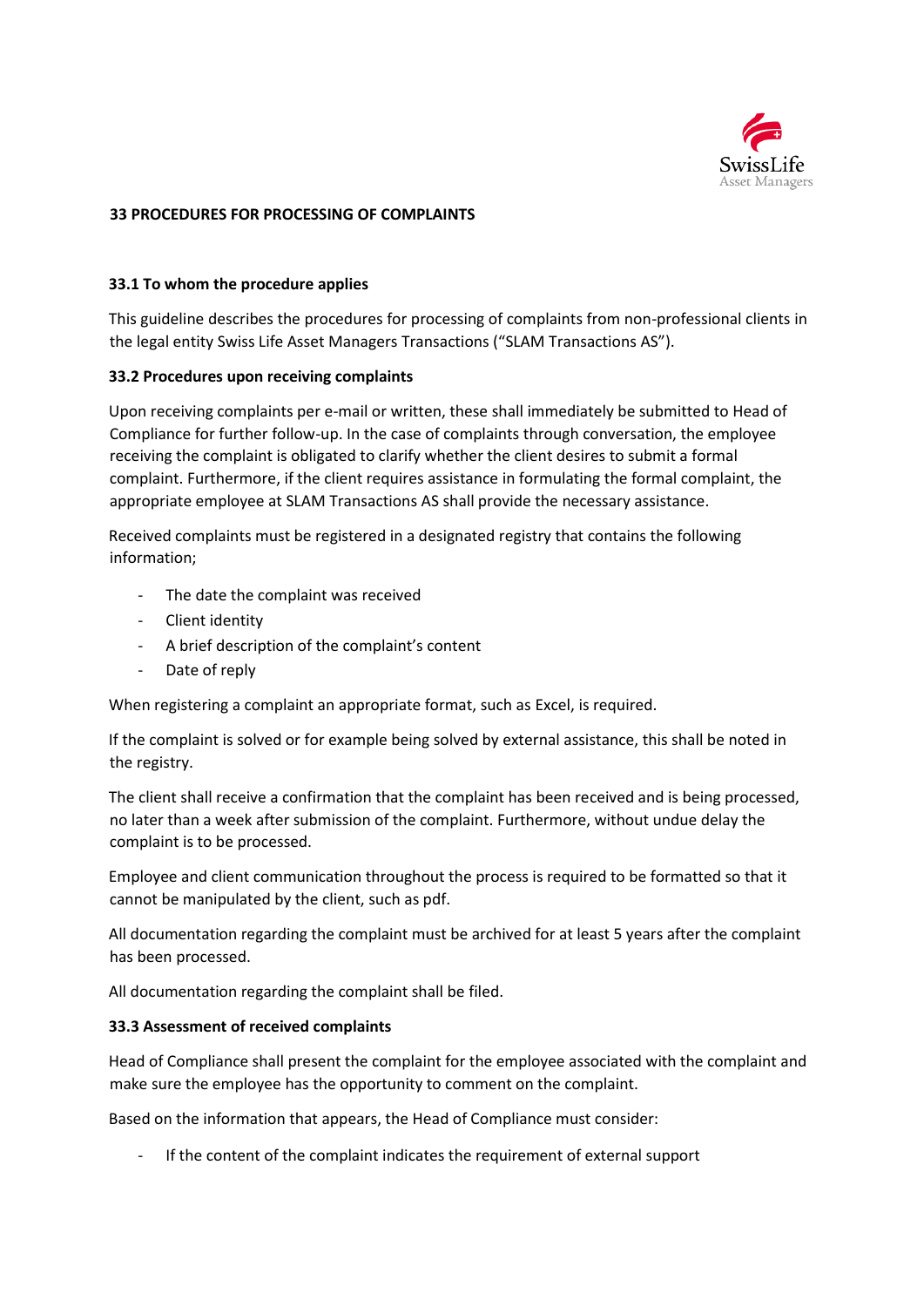## 33 PROCEDURES FOR PROCESSING OF COMPLAINTS

### 33.1 To whom the procedure applies

This guideline describes the procedures for processing of complaints from non-professional clients in the legal entity Swiss Life Asset Managers Transactions ("SLAM Transactions AS").

### 33.2 Procedures upon receiving complaints

Upon receiving complaints per e-mail or written, these shall immediately be submitted to Head of Compliance for further follow-up. In the case of complaints through conversation, the employee receiving the complaint is obligated to clarify whether the client desires to submit a formal complaint. Furthermore, if the client requires assistance in formulating the formal complaint, the appropriate employee at SLAM Transactions AS shall provide the necessary assistance.

Received complaints must be registered in a designated registry that contains the following information;

- The date the complaint was received
- Client identity
- A brief description of the complaint's content
- Date of reply

When registering a complaint an appropriate format, such as Excel, is required.

If the complaint is solved or for example being solved by external assistance, this shall be noted in the registry.

The client shall receive a confirmation that the complaint has been received and is being processed, no later than a week after submission of the complaint. Furthermore, without undue delay the complaint is to be processed.

Employee and client communication throughout the process is required to be formatted so that it cannot be manipulated by the client, such as pdf.

All documentation regarding the complaint must be archived for at least 5 years after the complaint has been processed.

All documentation regarding the complaint shall be filed.

### 33.3 Assessment of received complaints

Head of Compliance shall present the complaint for the employee associated with the complaint and make sure the employee has the opportunity to comment on the complaint.

Based on the information that appears, the Head of Compliance must consider:

- If the content of the complaint indicates the requirement of external support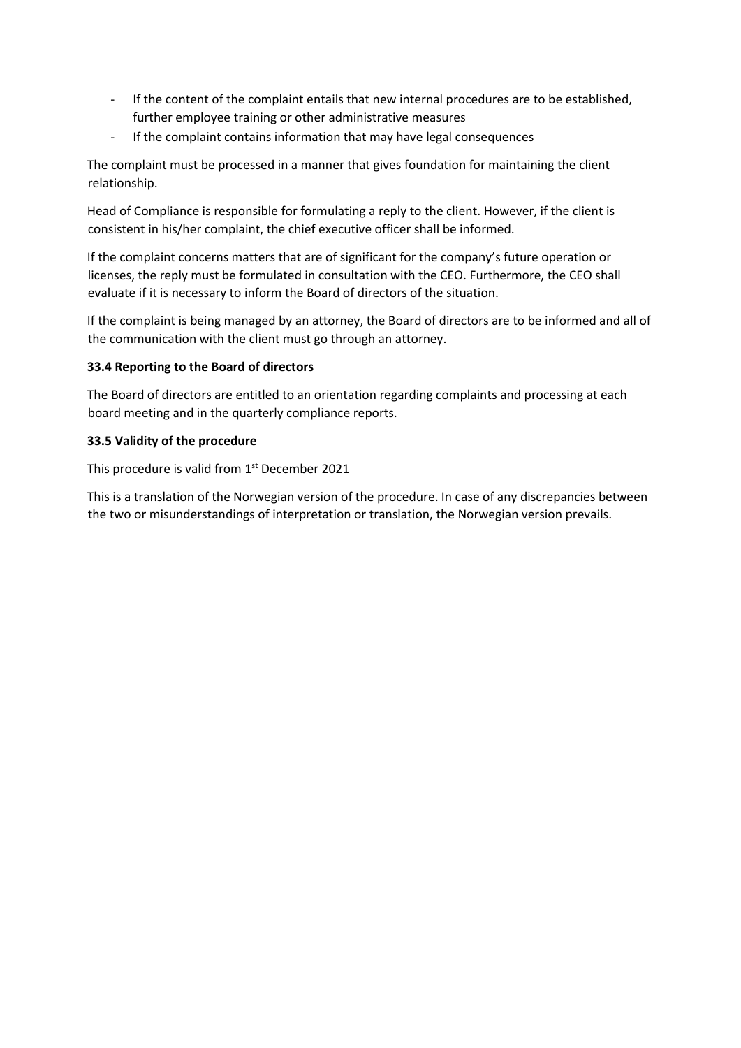- If the content of the complaint entails that new internal procedures are to be established, further employee training or other administrative measures
- If the complaint contains information that may have legal consequences

The complaint must be processed in a manner that gives foundation for maintaining the client relationship.

Head of Compliance is responsible for formulating a reply to the client. However, if the client is consistent in his/her complaint, the chief executive officer shall be informed.

If the complaint concerns matters that are of significant for the company's future operation or licenses, the reply must be formulated in consultation with the CEO. Furthermore, the CEO shall evaluate if it is necessary to inform the Board of directors of the situation.

If the complaint is being managed by an attorney, the Board of directors are to be informed and all of the communication with the client must go through an attorney.

**33.4 Reporting to the Board of directors**

The Board of directors are entitled to an orientation regarding complaints and processing at each board meeting and in the quarterly compliance reports.

**33.5 Validity of the procedure**

This procedure is valid from 1st December 2021

This is a translation of the Norwegian version of the procedure. In case of any discrepancies between the two or misunderstandings of interpretation or translation, the Norwegian version prevails.